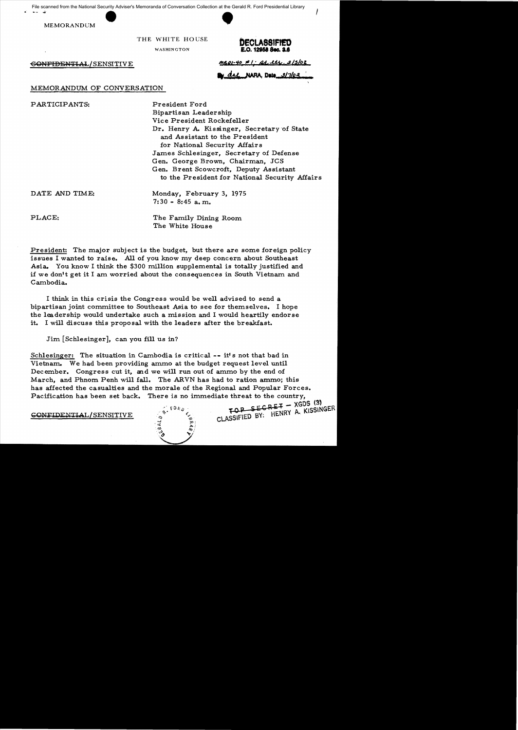File scanned from the National Security Adviser's Memoranda of Conversation Collection at the Gerald R. Ford Presidential Library

MEMORANDUM

THE WHITE HOUSE

WASHINGTON

**DECLASSIFIED**
**E.O. 12958 Sec. 3.6**

~~CONFIDENTIAL~~/SENSITIVE

MR01-40 #1; at ltr, 3/5/02

By del NARA, Date 3/7/02

MEMORANDUM OF CONVERSATION

PARTICIPANTS:

President Ford
Bipartisan Leadership
Vice President Rockefeller
Dr. Henry A. Kissinger, Secretary of State and Assistant to the President for National Security Affairs
James Schlesinger, Secretary of Defense
Gen. George Brown, Chairman, JCS
Gen. Brent Scowcroft, Deputy Assistant to the President for National Security Affairs

DATE AND TIME:

Monday, February 3, 1975
7:30 - 8:45 a.m.

PLACE:

The Family Dining Room
The White House

President: The major subject is the budget, but there are some foreign policy issues I wanted to raise. All of you know my deep concern about Southeast Asia. You know I think the $300 million supplemental is totally justified and if we don't get it I am worried about the consequences in South Vietnam and Cambodia.

I think in this crisis the Congress would be well advised to send a bipartisan joint committee to Southeast Asia to see for themselves. I hope the leadership would undertake such a mission and I would heartily endorse it. I will discuss this proposal with the leaders after the breakfast.

Jim [Schlesinger], can you fill us in?

Schlesinger: The situation in Cambodia is critical -- it's not that bad in Vietnam. We had been providing ammo at the budget request level until December. Congress cut it, and we will run out of ammo by the end of March, and Phnom Penh will fall. The ARVN has had to ration ammo; this has affected the casualties and the morale of the Regional and Popular Forces. Pacification has been set back. There is no immediate threat to the country,

~~CONFIDENTIAL~~/SENSITIVE

~~TOP SECRET~~ - XGDS (3)
CLASSIFIED BY: HENRY A. KISSINGER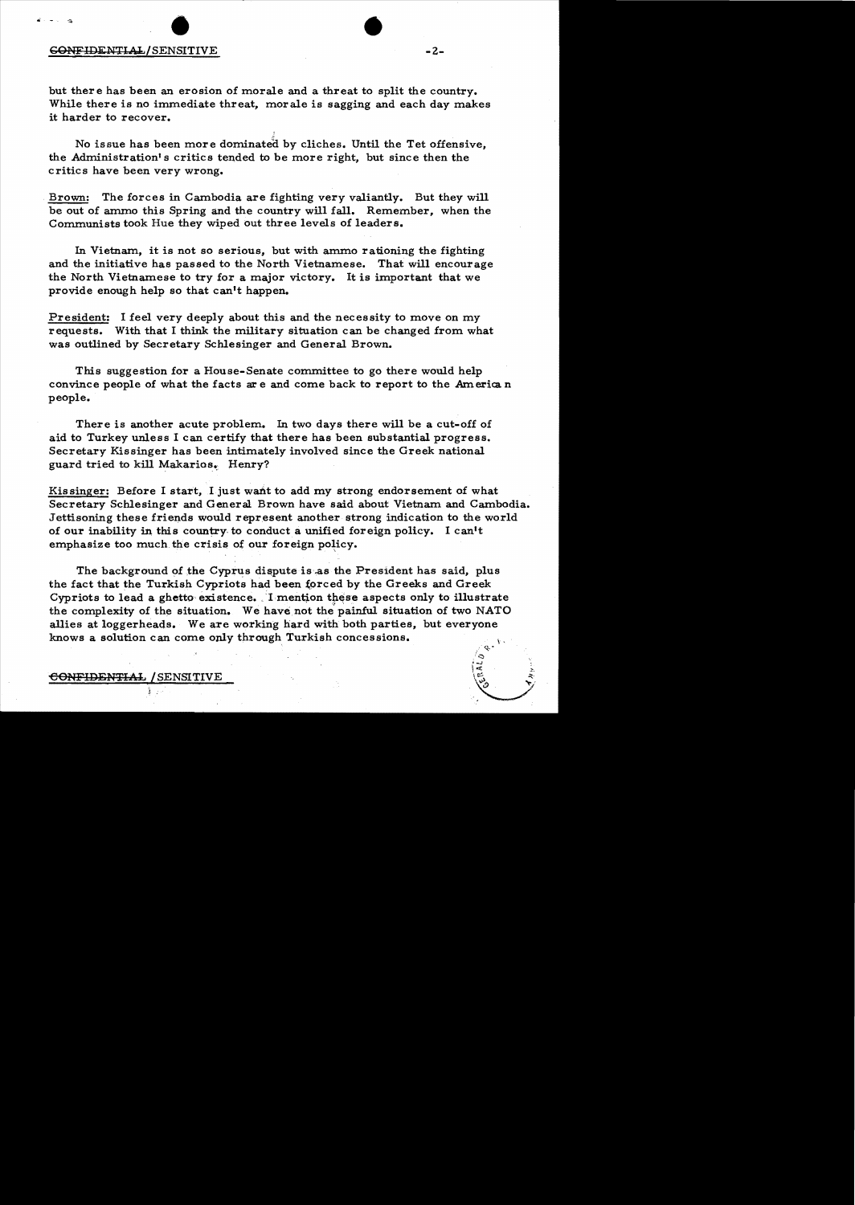but there has been an erosion of morale and a threat to split the country. While there is no immediate threat, morale is sagging and each day makes it harder to recover.

No issue has been more dominated by cliches. Until the Tet offensive, the Administration's critics tended to be more right, but since then the critics have been very wrong.

Brown: The forces in Cambodia are fighting very valiantly. But they will be out of ammo this Spring and the country will fall. Remember, when the Communists took Hue they wiped out three levels of leaders.

In Vietnam, it is not so serious, but with ammo rationing the fighting and the initiative has passed to the North Vietnamese. That will encourage the North Vietnamese to try for a major victory. It is important that we provide enough help so that can't happen.

President: I feel very deeply about this and the necessity to move on my requests. With that I think the military situation can be changed from what was outlined by Secretary Schlesinger and General Brown.

This suggestion for a House-Senate committee to go there would help convince people of what the facts are and come back to report to the American people.

There is another acute problem. In two days there will be a cut-off of aid to Turkey unless I can certify that there has been substantial progress. Secretary Kissinger has been intimately involved since the Greek national guard tried to kill Makarios. Henry?

Kissinger: Before I start, I just want to add my strong endorsement of what Secretary Schlesinger and General Brown have said about Vietnam and Cambodia. Jettisoning these friends would represent another strong indication to the world of our inability in this country to conduct a unified foreign policy. I can't emphasize too much the crisis of our foreign policy.

The background of the Cyprus dispute is as the President has said, plus the fact that the Turkish Cypriots had been forced by the Greeks and Greek Cypriots to lead a ghetto existence. I mention these aspects only to illustrate the complexity of the situation. We have not the painful situation of two NATO allies at loggerheads. We are working hard with both parties, but everyone knows a solution can come only through Turkish concessions.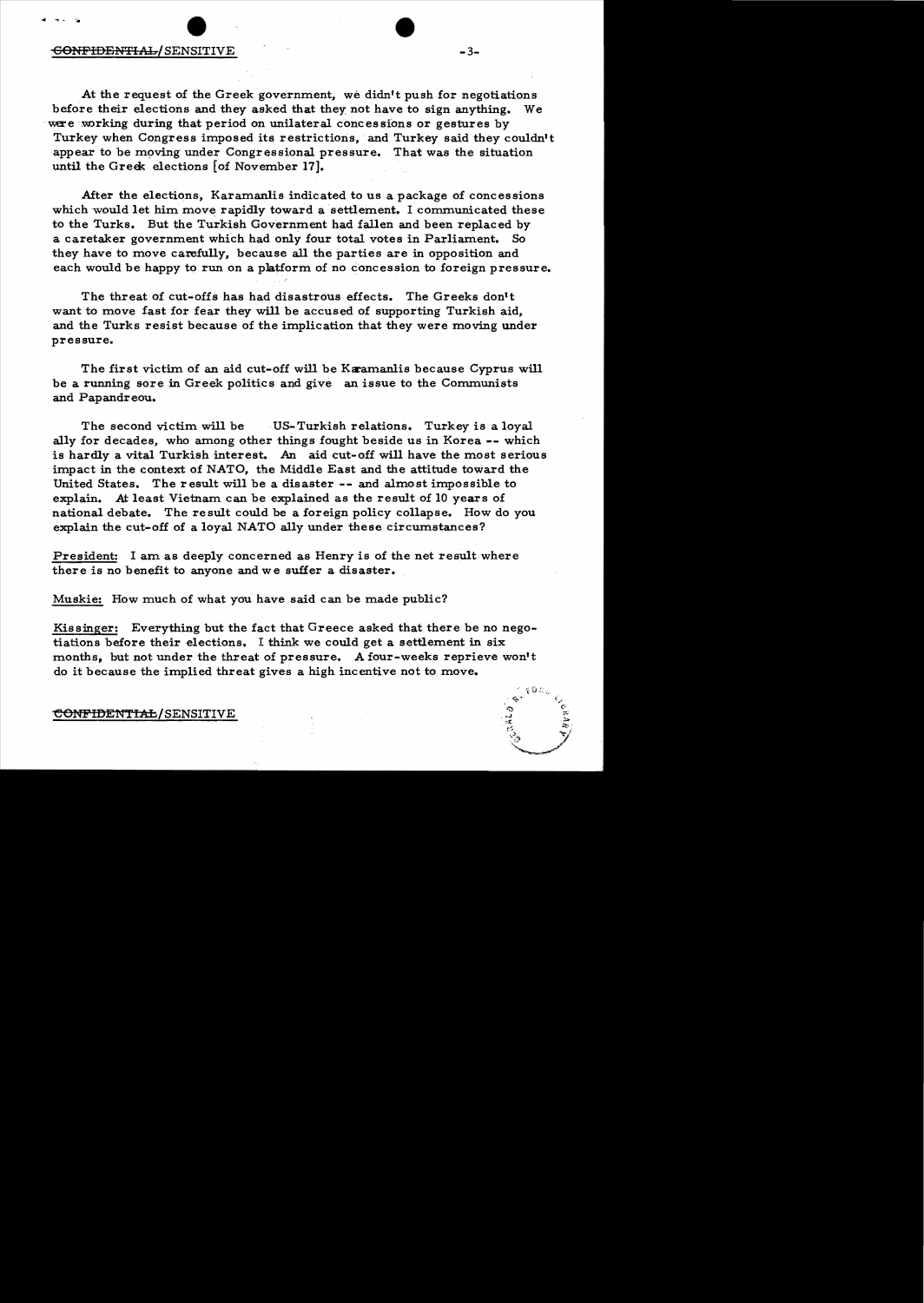At the request of the Greek government, we didn't push for negotiations before their elections and they asked that they not have to sign anything. We were working during that period on unilateral concessions or gestures by Turkey when Congress imposed its restrictions, and Turkey said they couldn't appear to be moving under Congressional pressure. That was the situation until the Greek elections [of November 17].

After the elections, Karamanlis indicated to us a package of concessions which would let him move rapidly toward a settlement. I communicated these to the Turks. But the Turkish Government had fallen and been replaced by a caretaker government which had only four total votes in Parliament. So they have to move carefully, because all the parties are in opposition and each would be happy to run on a platform of no concession to foreign pressure.

The threat of cut-offs has had disastrous effects. The Greeks don't want to move fast for fear they will be accused of supporting Turkish aid, and the Turks resist because of the implication that they were moving under pressure.

The first victim of an aid cut-off will be Karamanlis because Cyprus will be a running sore in Greek politics and give an issue to the Communists and Papandreou.

The second victim will be US-Turkish relations. Turkey is a loyal ally for decades, who among other things fought beside us in Korea -- which is hardly a vital Turkish interest. An aid cut-off will have the most serious impact in the context of NATO, the Middle East and the attitude toward the United States. The result will be a disaster -- and almost impossible to explain. At least Vietnam can be explained as the result of 10 years of national debate. The result could be a foreign policy collapse. How do you explain the cut-off of a loyal NATO ally under these circumstances?

President: I am as deeply concerned as Henry is of the net result where there is no benefit to anyone and we suffer a disaster.

Muskie: How much of what you have said can be made public?

Kissinger: Everything but the fact that Greece asked that there be no negotiations before their elections. I think we could get a settlement in six months, but not under the threat of pressure. A four-weeks reprieve won't do it because the implied threat gives a high incentive not to move.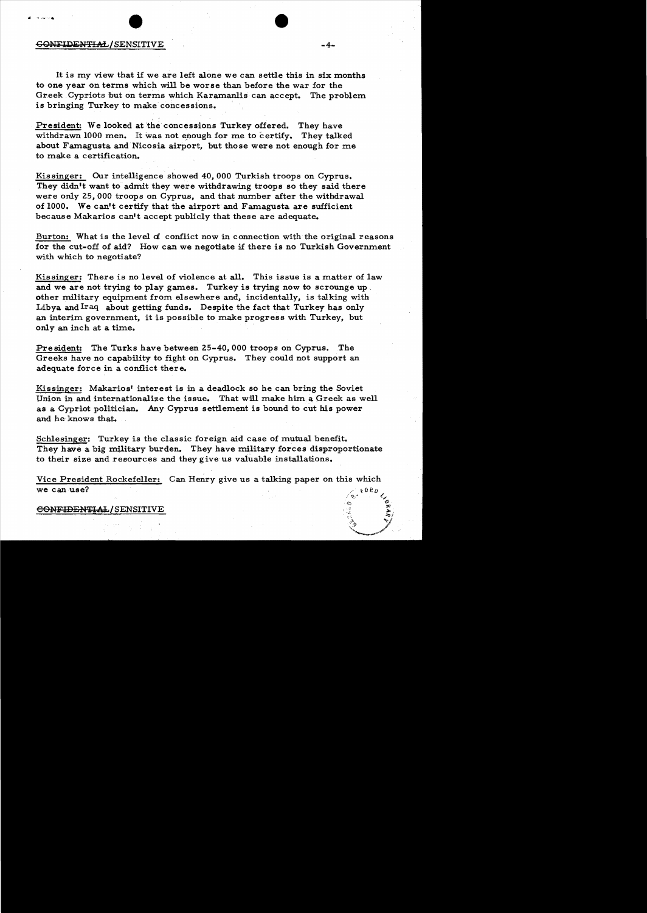It is my view that if we are left alone we can settle this in six months to one year on terms which will be worse than before the war for the Greek Cypriots but on terms which Karamanlis can accept. The problem is bringing Turkey to make concessions.

President: We looked at the concessions Turkey offered. They have withdrawn 1000 men. It was not enough for me to certify. They talked about Famagusta and Nicosia airport, but those were not enough for me to make a certification.

Kissinger: Our intelligence showed 40,000 Turkish troops on Cyprus. They didn't want to admit they were withdrawing troops so they said there were only 25,000 troops on Cyprus, and that number after the withdrawal of 1000. We can't certify that the airport and Famagusta are sufficient because Makarios can't accept publicly that these are adequate.

Burton: What is the level of conflict now in connection with the original reasons for the cut-off of aid? How can we negotiate if there is no Turkish Government with which to negotiate?

Kissinger: There is no level of violence at all. This issue is a matter of law and we are not trying to play games. Turkey is trying now to scrounge up other military equipment from elsewhere and, incidentally, is talking with Libya and Iraq about getting funds. Despite the fact that Turkey has only an interim government, it is possible to make progress with Turkey, but only an inch at a time.

President: The Turks have between 25-40,000 troops on Cyprus. The Greeks have no capability to fight on Cyprus. They could not support an adequate force in a conflict there.

Kissinger: Makarios' interest is in a deadlock so he can bring the Soviet Union in and internationalize the issue. That will make him a Greek as well as a Cypriot politician. Any Cyprus settlement is bound to cut his power and he knows that.

Schlesinger: Turkey is the classic foreign aid case of mutual benefit. They have a big military burden. They have military forces disproportionate to their size and resources and they give us valuable installations.

Vice President Rockefeller: Can Henry give us a talking paper on this which we can use?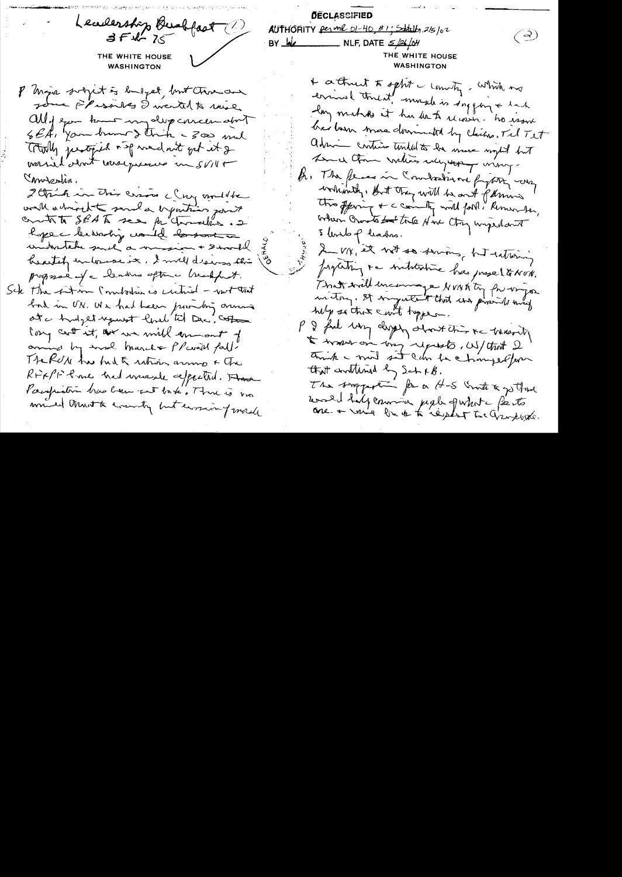Leadership Breakfast (1)
3 Feb 75

THE WHITE HOUSE
WASHINGTON

P Major subject is budget, but there are some issues I wanted to raise. All of you know my deep concern about SEA. You know I think a 300 mil totally justified & if we did not get it I worried about consequences in SVN & Cambodia.

I think in this crisis a Cong would be well advised to send a bipartisan group out to SEA to see for themselves. I hope a leadership would designate undertake such a mission & I would heartily endorse it. I will discuss this proposal after a breakfast.

Sch The situation Cambodia is critical — not that bad in UN. We had been providing ammo at a budget request level til Dec. Cong cut it, & we will run out of ammo by end March & P would fall. The RVN has had to ration ammo & the RF/PF have had morale affected. The Pacification has been set back. There is no immed threat to country but erosion of morale

---

DECLASSIFIED
AUTHORITY per ML 01-40, #1; State ltr 2/5/02
BY [illegible] NLF, DATE 5/26/04

(2)

THE WHITE HOUSE
WASHINGTON

& a threat to split a country, which no enemy threat could. morale is sagging & each day makes it harder to recover. No issue has been more dominated by Chinese. Til Tet admin continued to be more right but since then weakness is appearing.

R. The forces in Cambodia are fighting very valiantly. But they will be out of ammo this spring & a country will fall. Remember, when Crusts took Hue they impeded [illegible] 3 levels of leaders.

In VN, it not so serious, but rationing fighting & initiative has passed to NVN. That will encourage NVN to try for major victory. It important that our friends[?] to help so that can't happen.

P I feel very deeply about this & a necessity to move on my requests. W/that I think a mil sit can be changed from that outlined by Sch & B.

The suggestion for a H-S Comte to go there would help convince people of what a facts are. — Mike [illegible] to respect the Comptroller.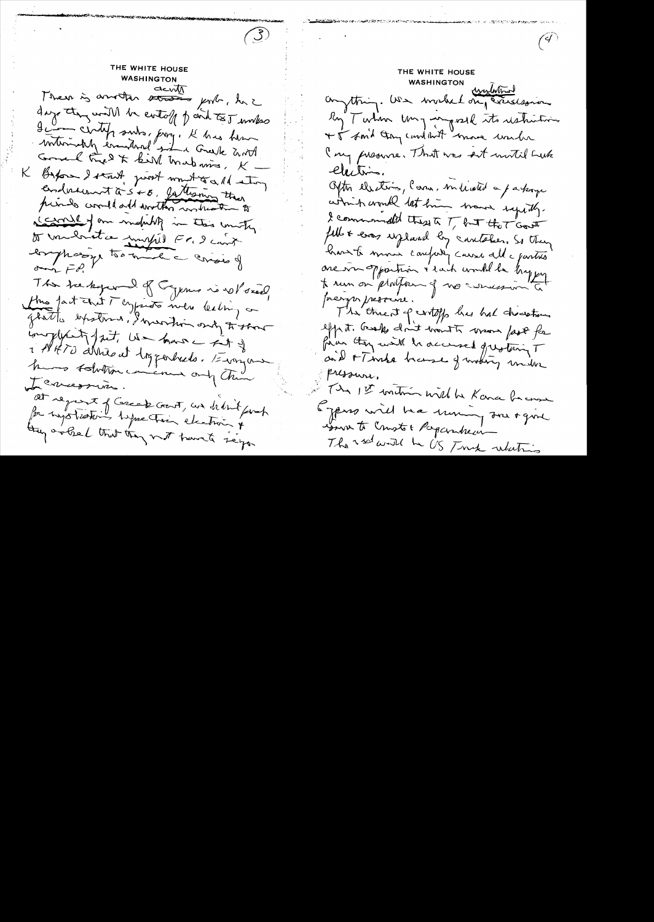## THE WHITE HOUSE
WASHINGTON

There is another ~~serious~~ acute prob, in 2 days they will be cutoff of aid to T unless I ~~can~~ cutoff ends. Ford. K has been intimately involved and a Greek Govt Gonad tried to kill Makarios. K—

K Before I start first want to add strong endorsement to S+B. Pattern then points would add another restriction to ~~capable~~ of our ability in this country to conduct ~~a~~ useful FP. I can't emphasize too much a crisis of our FP.

The background of Cyprus is well known. The fact that T cypriots were living in ghettos explains, I mention only to show complexity of it. We have a set of 2 NATO allies at loggerheads. Everyone knows solution can come only thru T concessions.

at request of Greek Govt, we didn't push for negotiations before their election & they asked that they not have to ~~negotiate~~

## THE WHITE HOUSE
WASHINGTON

anything. We worked on ~~unilateral~~ concession by Turkey ~~—~~ impossible its ~~restriction~~ + T said they couldn't move under C any pressure. That was set until Turk election.

After election, Caram. indicated a package which would let him move rapidly. I communicated these to T, but the T Govt fell & was replaced by caretaker. So they have to move carefully cause all parties are in opposition & each would be happy to run on platform of no concession to foreign pressure.

The threat of cutoffs has had disastrous effect. Greeks don't want to move fast for fear they will be accused of restoring T aid + Turks because of working under pressure.

The 1st victim will be Karamanlis because Cyprus will be a running sore & give issue to Constantine & Papandreou.
The 2nd would be US Turk relations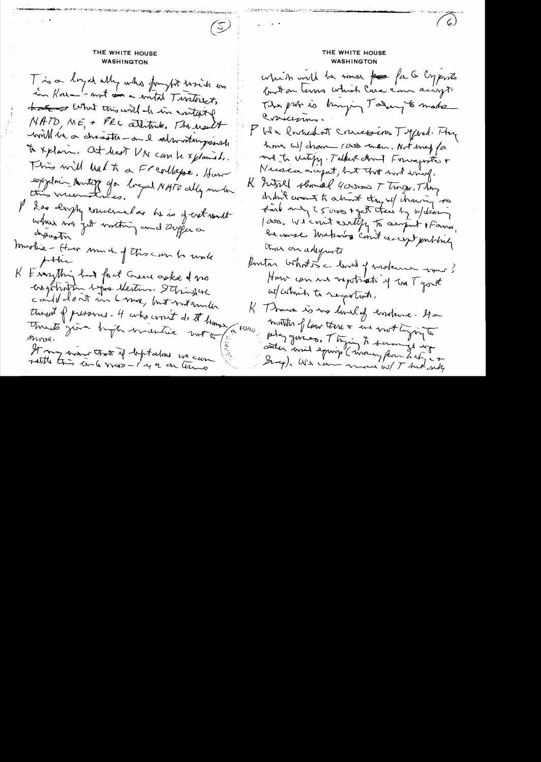THE WHITE HOUSE
WASHINGTON

T is a loyal ally who fought with us in Korea - not a virtual Turkish, but what this will do in entirety of NATO, ME, + PRC attitude. The result will be a disaster - and also strongly resist to explain. At least VN can be explained. This will lead to a Fr collapse. How explain strategy of loyal NATO ally under these circumstances.

P See deeply concerned as he is of what would where not get nothing and suffer a disaster

Muskie - How much of this can be made public

K Everything but fact Greece asked + no negotiation b/fore elections. I think we could do it in 6 mos, but not under threat of pressure. If we can't do it, Turkey threatens going to high mountains not to move.

It may mean that if Ecevit falls we can settle this in 6 mos - 1 yr on terms

THE WHITE HOUSE
WASHINGTON

which will be worse for the Cypriots but on terms which Cara can accept. The prob is bringing Turkey to make concessions.

P We looked at concessions T offered. They have w/drawn 1000 men. Not enough for us to certify. Talked about Famagusta + Nicosia airport, but that not enough.

K Initial demand 40000 T troops. They didn't want to admit they w/drawing so first only 2500 + get them by w/drawing 1000. We can't certify to airport + Famag, because Makarios can't accept publicly those are adequate.

Burton What's the level of violence now? How can we negotiate if we T goes w/which to negotiate.

K There is no level of violence - it's a matter of how these + we not trying to play games. T trying to scrounge up other arms equip (many from Italy + Iraq). We can move w/T but only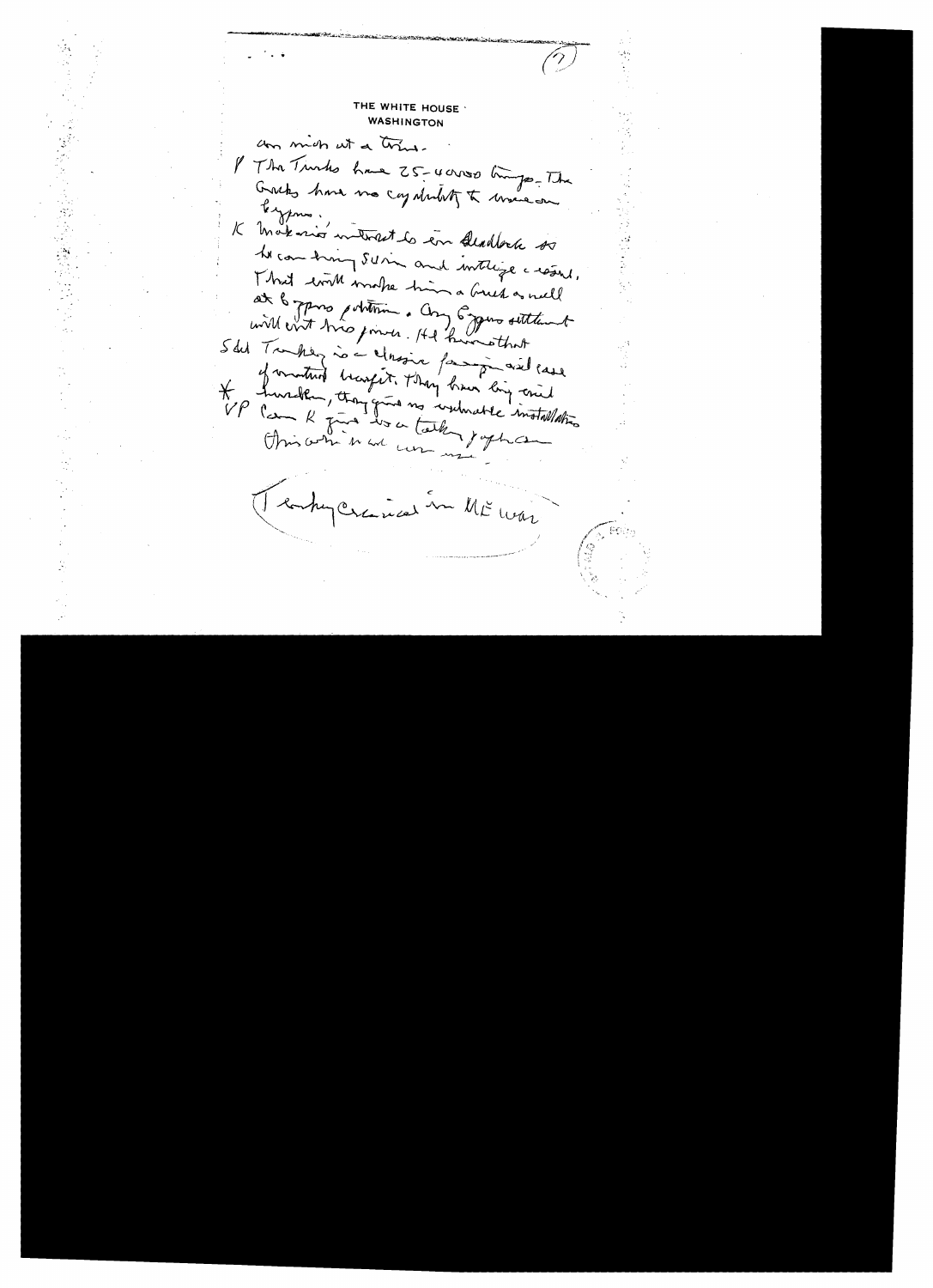THE WHITE HOUSE
WASHINGTON

an invasion at a time.

P The Turks have 25-40,000 troops. The Greeks have no capability to move on Cyprus.

K Makarios' interest is in deadlock so he can bring Soviets and intelligence around. That would make him a Greek as well as Cyprus position. Any Cyprus settlement will cut his power. He knows that.

S Turkey is a classic foreign aid case of mutual benefit. They bear big cost burden, they give us valuable installations.

* VP Can K give us a talking paper on this which we can use.

Turkey crucial in ME war